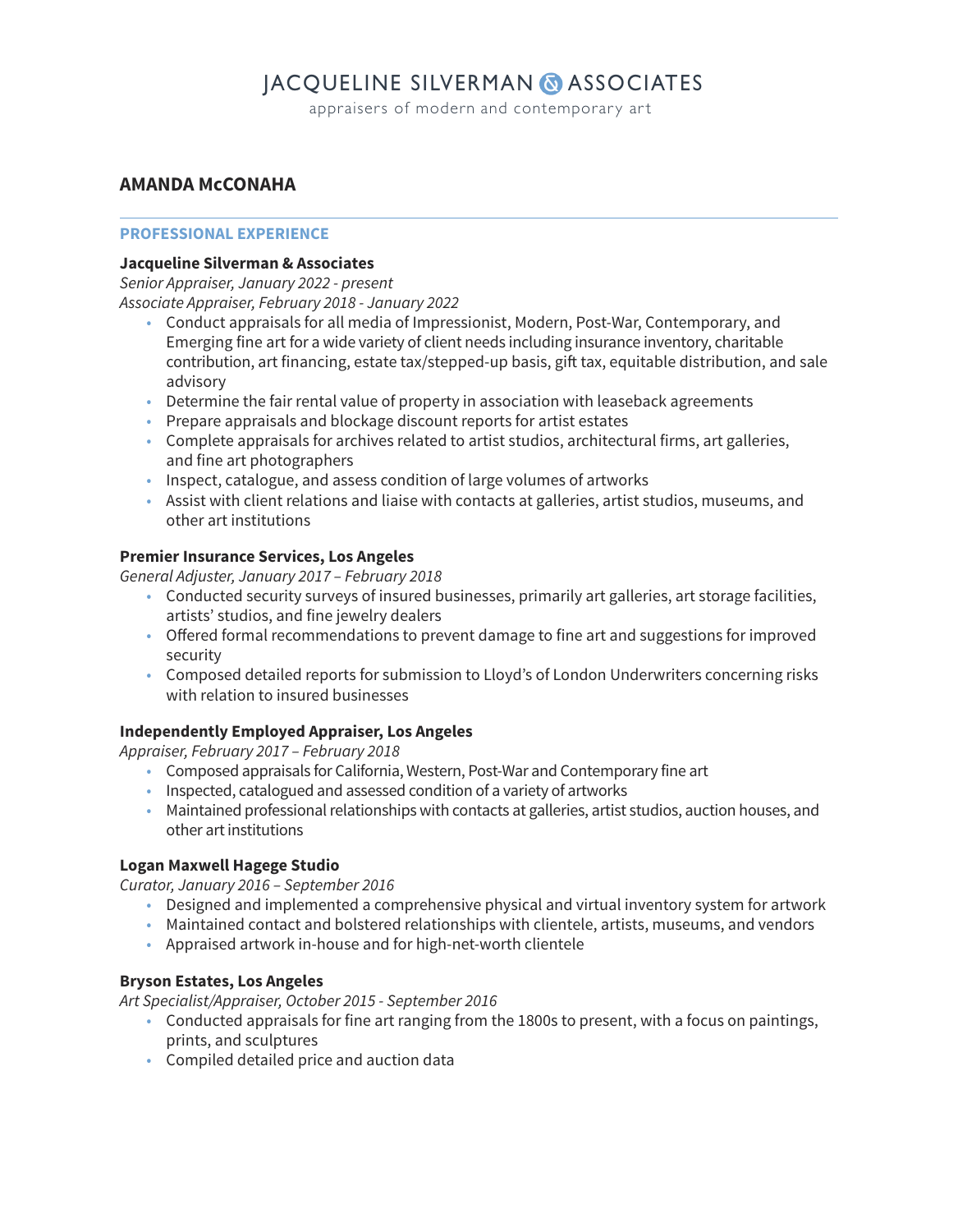# JACQUELINE SILVERMAN & ASSOCIATES

appraisers of modern and contemporary art

## AMANDA McCONAHA

### PROFESSIONAL EXPERIENCE

**Jacqueline Silverman & Associates**
*Senior Appraiser, January 2022 - present*
*Associate Appraiser, February 2018 - January 2022*

- Conduct appraisals for all media of Impressionist, Modern, Post-War, Contemporary, and Emerging fine art for a wide variety of client needs including insurance inventory, charitable contribution, art financing, estate tax/stepped-up basis, gift tax, equitable distribution, and sale advisory
- Determine the fair rental value of property in association with leaseback agreements
- Prepare appraisals and blockage discount reports for artist estates
- Complete appraisals for archives related to artist studios, architectural firms, art galleries, and fine art photographers
- Inspect, catalogue, and assess condition of large volumes of artworks
- Assist with client relations and liaise with contacts at galleries, artist studios, museums, and other art institutions

**Premier Insurance Services, Los Angeles**
*General Adjuster, January 2017 – February 2018*

- Conducted security surveys of insured businesses, primarily art galleries, art storage facilities, artists' studios, and fine jewelry dealers
- Offered formal recommendations to prevent damage to fine art and suggestions for improved security
- Composed detailed reports for submission to Lloyd's of London Underwriters concerning risks with relation to insured businesses

**Independently Employed Appraiser, Los Angeles**
*Appraiser, February 2017 – February 2018*

- Composed appraisals for California, Western, Post-War and Contemporary fine art
- Inspected, catalogued and assessed condition of a variety of artworks
- Maintained professional relationships with contacts at galleries, artist studios, auction houses, and other art institutions

**Logan Maxwell Hagege Studio**
*Curator, January 2016 – September 2016*

- Designed and implemented a comprehensive physical and virtual inventory system for artwork
- Maintained contact and bolstered relationships with clientele, artists, museums, and vendors
- Appraised artwork in-house and for high-net-worth clientele

**Bryson Estates, Los Angeles**
*Art Specialist/Appraiser, October 2015 - September 2016*

- Conducted appraisals for fine art ranging from the 1800s to present, with a focus on paintings, prints, and sculptures
- Compiled detailed price and auction data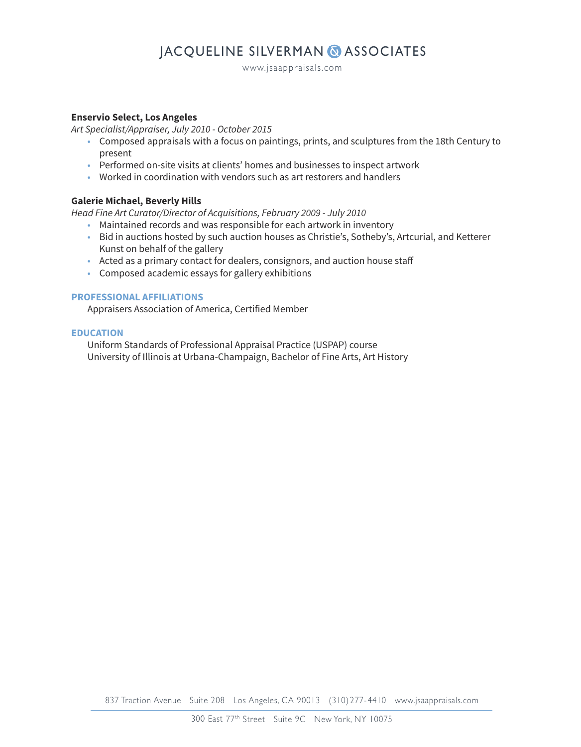**Enservio Select, Los Angeles**

*Art Specialist/Appraiser, July 2010 - October 2015*

- Composed appraisals with a focus on paintings, prints, and sculptures from the 18th Century to present
- Performed on-site visits at clients' homes and businesses to inspect artwork
- Worked in coordination with vendors such as art restorers and handlers

**Galerie Michael, Beverly Hills**

*Head Fine Art Curator/Director of Acquisitions, February 2009 - July 2010*

- Maintained records and was responsible for each artwork in inventory
- Bid in auctions hosted by such auction houses as Christie's, Sotheby's, Artcurial, and Ketterer Kunst on behalf of the gallery
- Acted as a primary contact for dealers, consignors, and auction house staff
- Composed academic essays for gallery exhibitions

## PROFESSIONAL AFFILIATIONS

Appraisers Association of America, Certified Member

## EDUCATION

Uniform Standards of Professional Appraisal Practice (USPAP) course

University of Illinois at Urbana-Champaign, Bachelor of Fine Arts, Art History